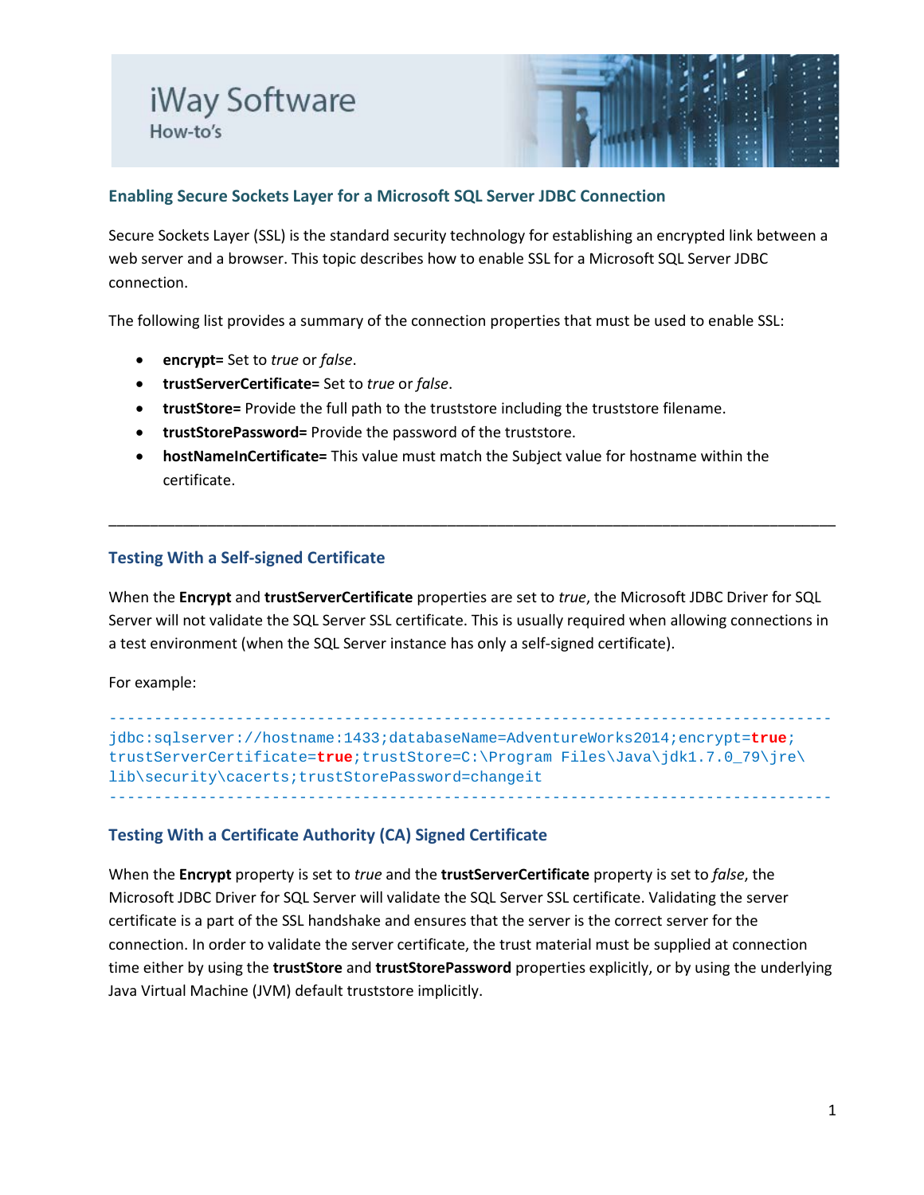iWay Software
How-to's

## Enabling Secure Sockets Layer for a Microsoft SQL Server JDBC Connection

Secure Sockets Layer (SSL) is the standard security technology for establishing an encrypted link between a web server and a browser. This topic describes how to enable SSL for a Microsoft SQL Server JDBC connection.

The following list provides a summary of the connection properties that must be used to enable SSL:

- **encrypt=** Set to *true* or *false*.
- **trustServerCertificate=** Set to *true* or *false*.
- **trustStore=** Provide the full path to the truststore including the truststore filename.
- **trustStorePassword=** Provide the password of the truststore.
- **hostNameInCertificate=** This value must match the Subject value for hostname within the certificate.

---

### Testing With a Self-signed Certificate

When the **Encrypt** and **trustServerCertificate** properties are set to *true*, the Microsoft JDBC Driver for SQL Server will not validate the SQL Server SSL certificate. This is usually required when allowing connections in a test environment (when the SQL Server instance has only a self-signed certificate).

For example:

```
jdbc:sqlserver://hostname:1433;databaseName=AdventureWorks2014;encrypt=true;
trustServerCertificate=true;trustStore=C:\Program Files\Java\jdk1.7.0_79\jre\
lib\security\cacerts;trustStorePassword=changeit
```

### Testing With a Certificate Authority (CA) Signed Certificate

When the **Encrypt** property is set to *true* and the **trustServerCertificate** property is set to *false*, the Microsoft JDBC Driver for SQL Server will validate the SQL Server SSL certificate. Validating the server certificate is a part of the SSL handshake and ensures that the server is the correct server for the connection. In order to validate the server certificate, the trust material must be supplied at connection time either by using the **trustStore** and **trustStorePassword** properties explicitly, or by using the underlying Java Virtual Machine (JVM) default truststore implicitly.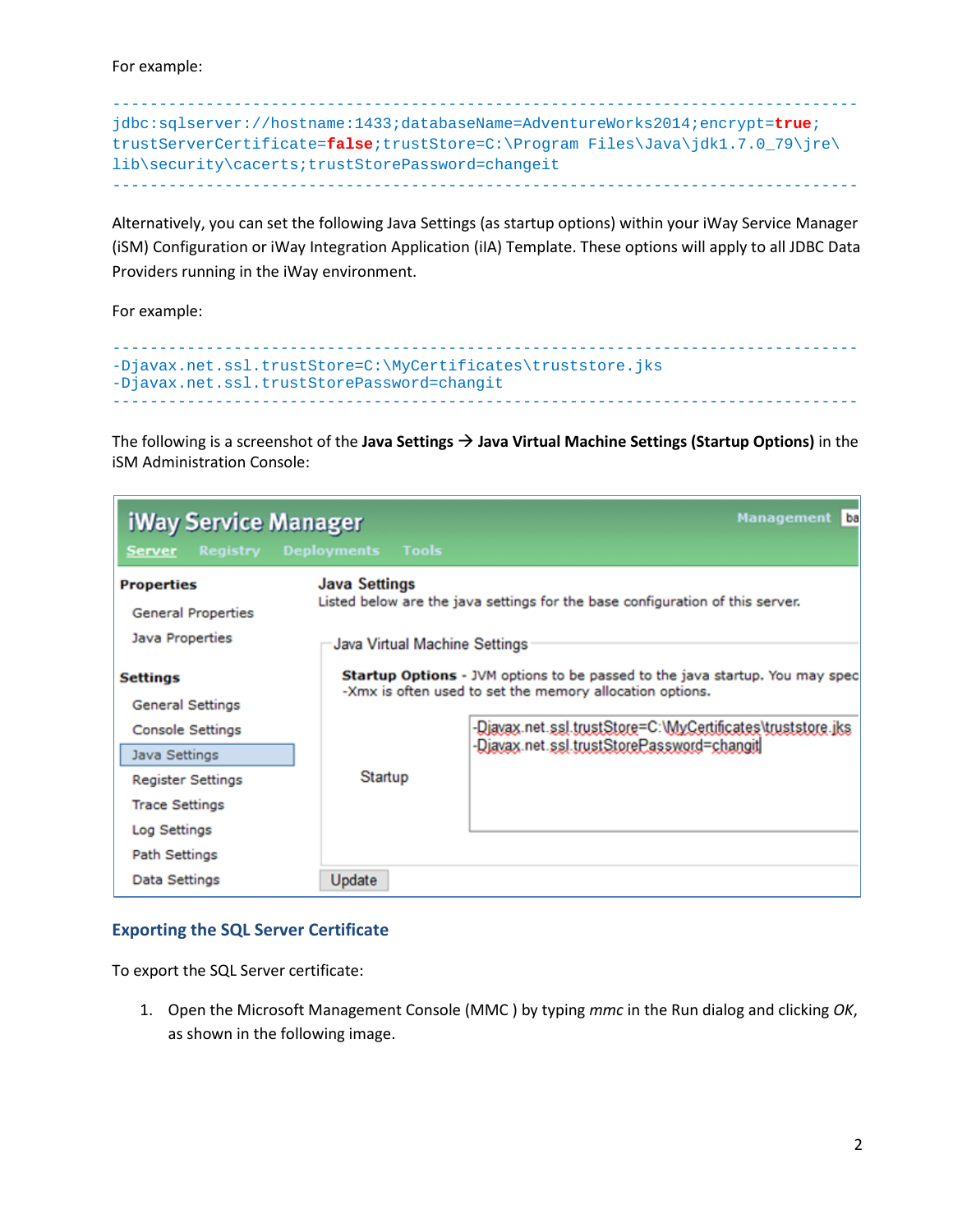For example:

```
jdbc:sqlserver://hostname:1433;databaseName=AdventureWorks2014;encrypt=true;
trustServerCertificate=false;trustStore=C:\Program Files\Java\jdk1.7.0_79\jre\
lib\security\cacerts;trustStorePassword=changeit
```

Alternatively, you can set the following Java Settings (as startup options) within your iWay Service Manager (iSM) Configuration or iWay Integration Application (iIA) Template. These options will apply to all JDBC Data Providers running in the iWay environment.

For example:

```
-Djavax.net.ssl.trustStore=C:\MyCertificates\truststore.jks
-Djavax.net.ssl.trustStorePassword=changit
```

The following is a screenshot of the **Java Settings → Java Virtual Machine Settings (Startup Options)** in the iSM Administration Console:

### Exporting the SQL Server Certificate

To export the SQL Server certificate:

1. Open the Microsoft Management Console (MMC ) by typing *mmc* in the Run dialog and clicking *OK*, as shown in the following image.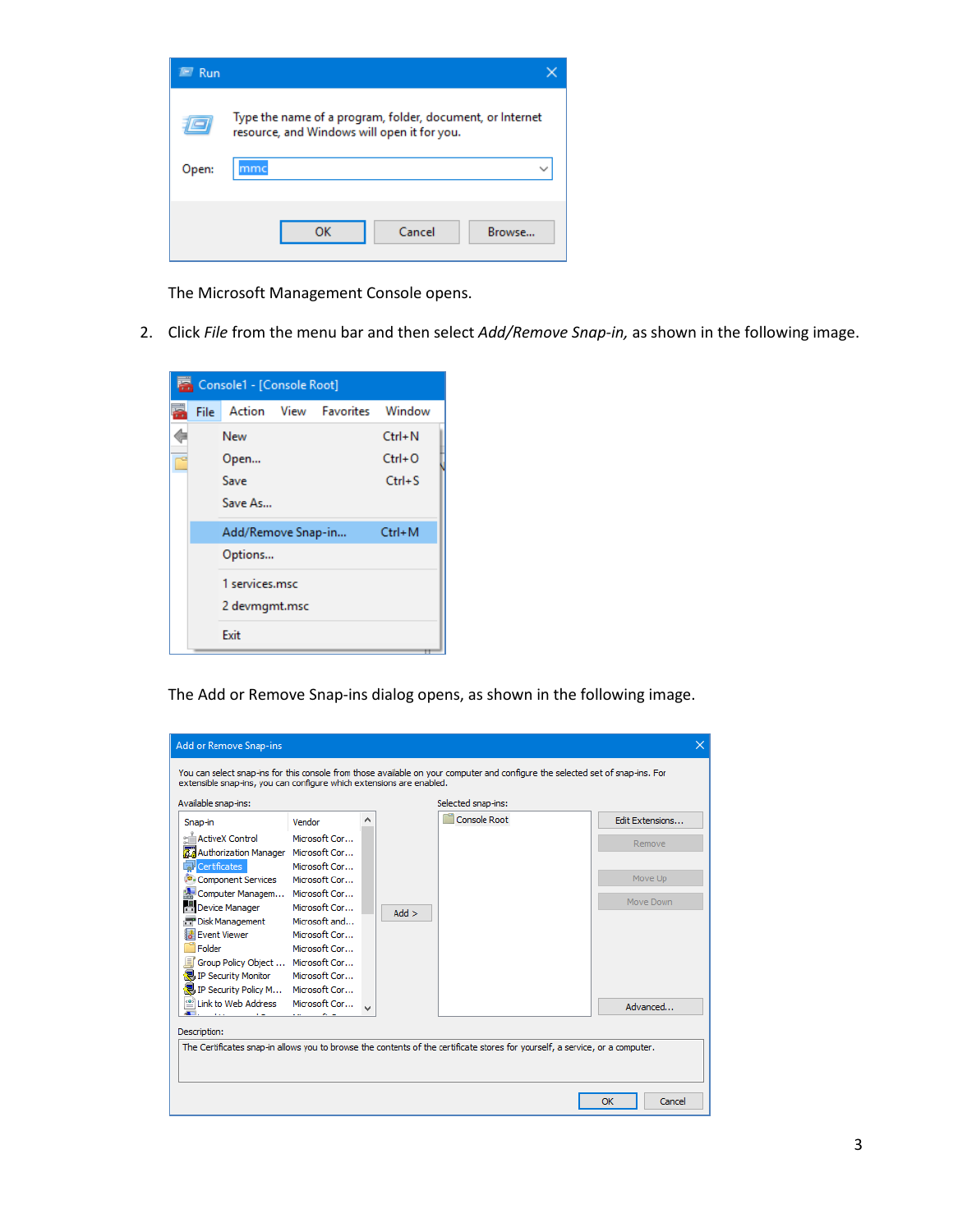The Microsoft Management Console opens.

2. Click *File* from the menu bar and then select *Add/Remove Snap-in,* as shown in the following image.

The Add or Remove Snap-ins dialog opens, as shown in the following image.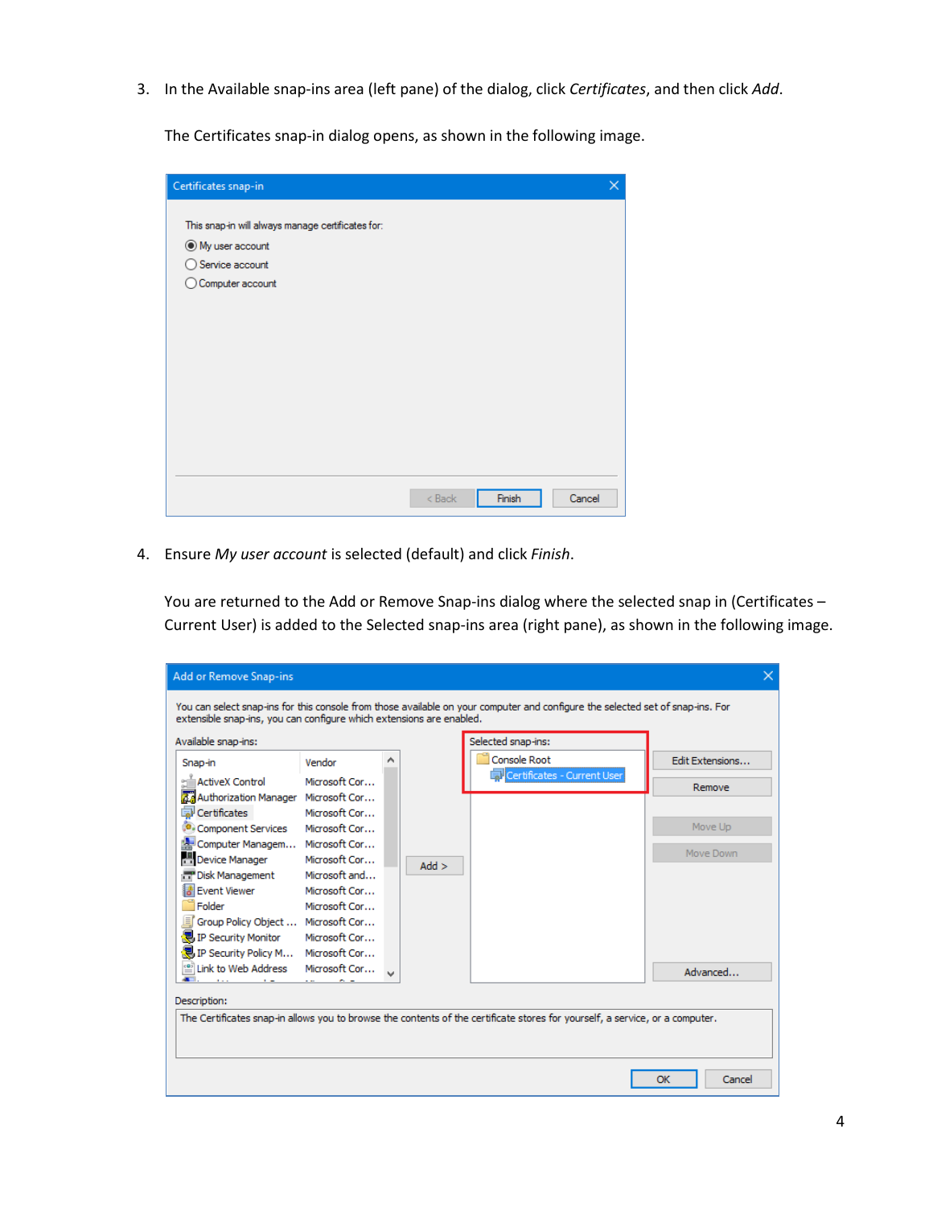3. In the Available snap-ins area (left pane) of the dialog, click *Certificates*, and then click *Add*.

   The Certificates snap-in dialog opens, as shown in the following image.

4. Ensure *My user account* is selected (default) and click *Finish*.

   You are returned to the Add or Remove Snap-ins dialog where the selected snap in (Certificates – Current User) is added to the Selected snap-ins area (right pane), as shown in the following image.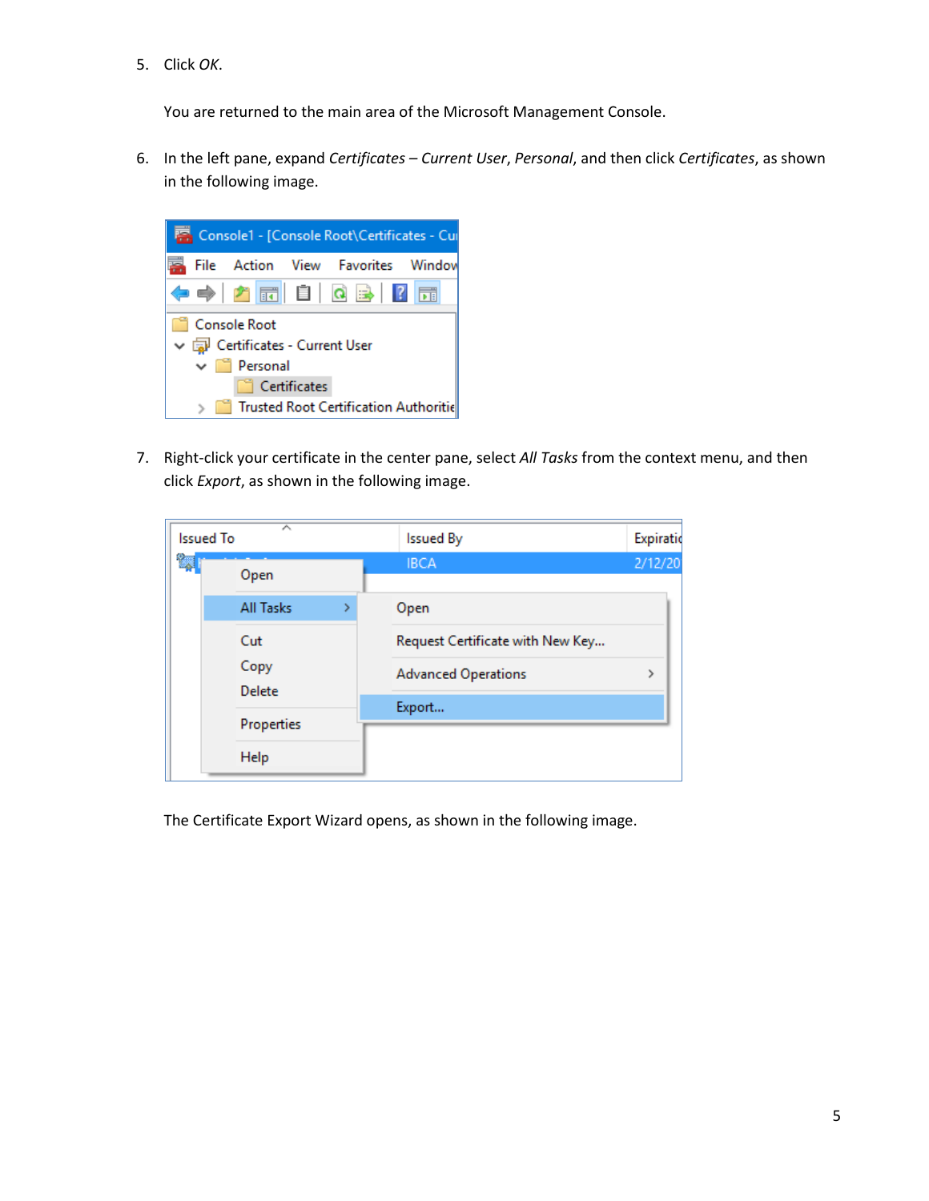5. Click *OK*.

   You are returned to the main area of the Microsoft Management Console.

6. In the left pane, expand *Certificates – Current User*, *Personal*, and then click *Certificates*, as shown in the following image.

7. Right-click your certificate in the center pane, select *All Tasks* from the context menu, and then click *Export*, as shown in the following image.

   The Certificate Export Wizard opens, as shown in the following image.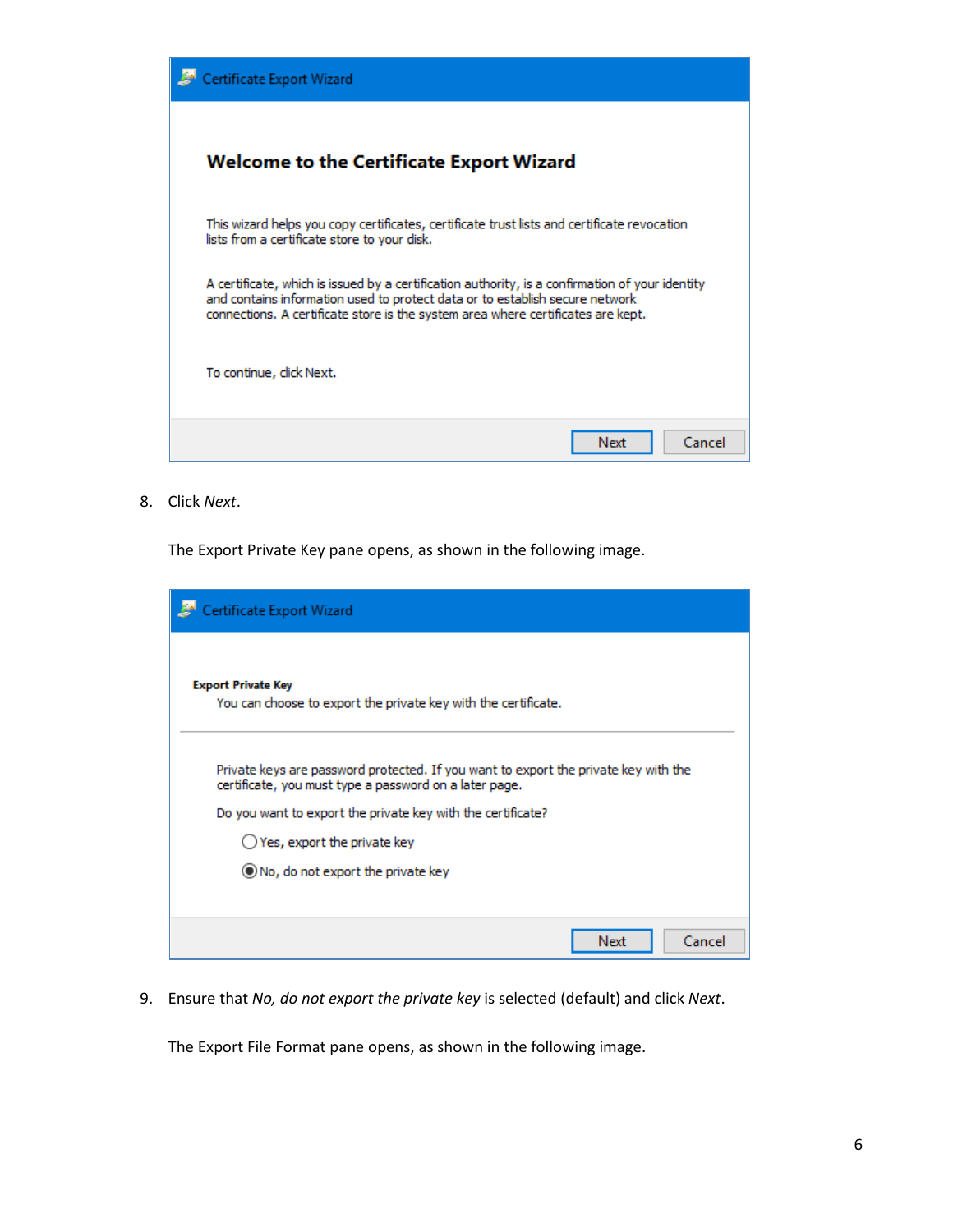8. Click *Next*.

   The Export Private Key pane opens, as shown in the following image.

9. Ensure that *No, do not export the private key* is selected (default) and click *Next*.

   The Export File Format pane opens, as shown in the following image.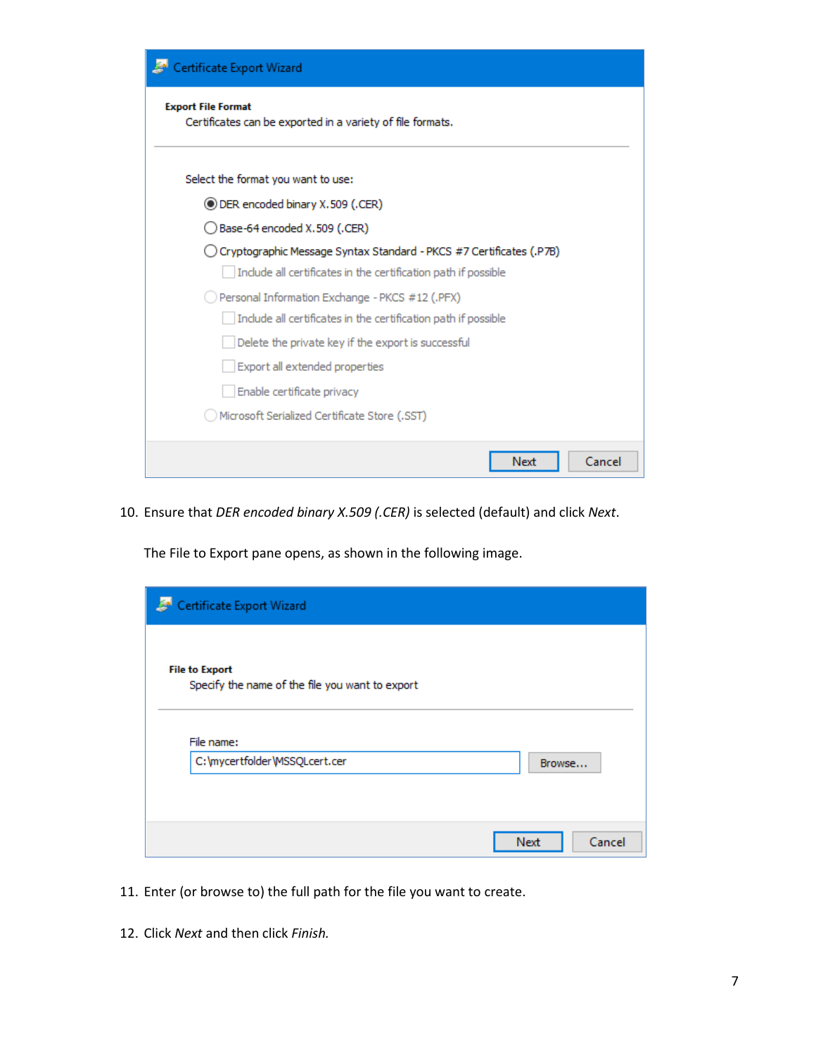10. Ensure that *DER encoded binary X.509 (.CER)* is selected (default) and click *Next*.

    The File to Export pane opens, as shown in the following image.

11. Enter (or browse to) the full path for the file you want to create.

12. Click *Next* and then click *Finish.*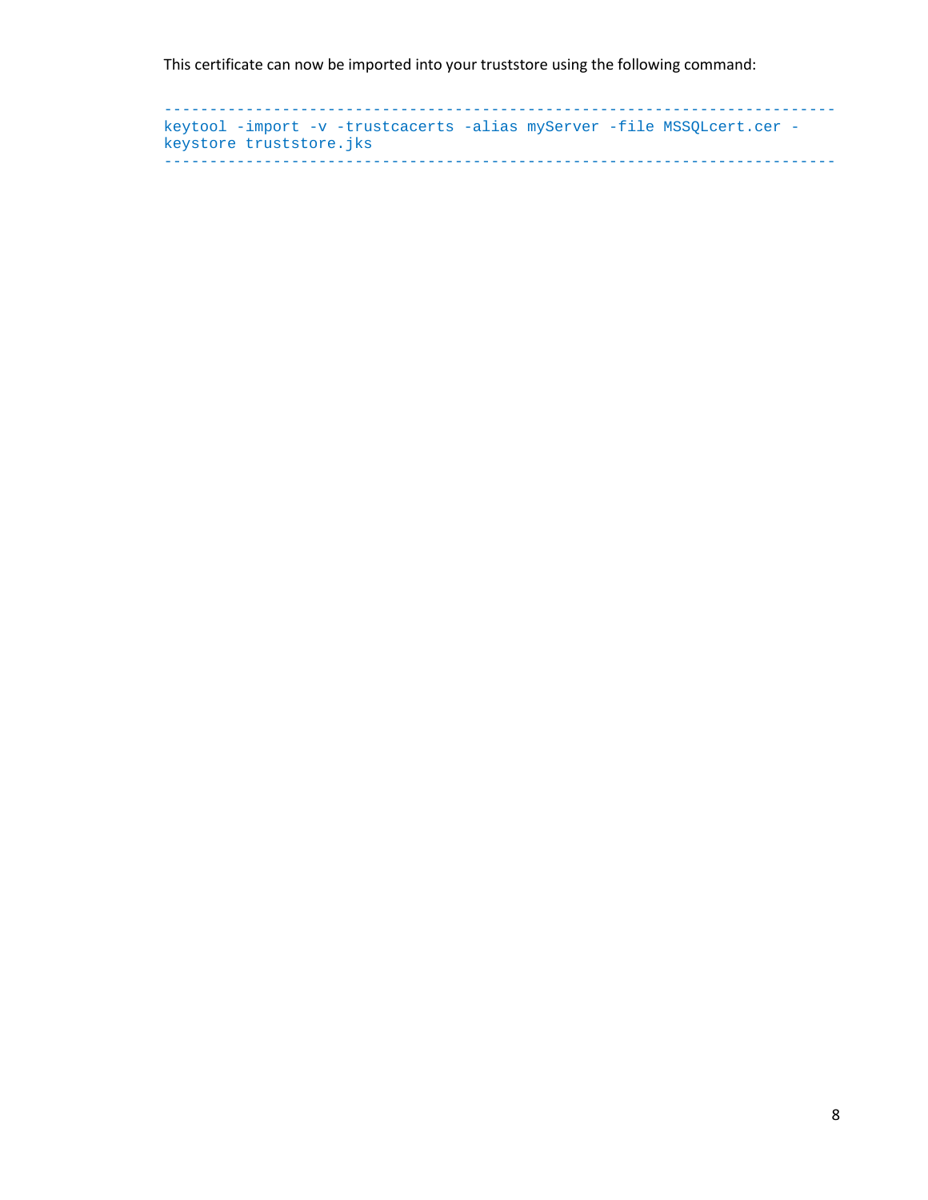This certificate can now be imported into your truststore using the following command:

```
------------------------------------------------------------------------
keytool -import -v -trustcacerts -alias myServer -file MSSQLcert.cer -
keystore truststore.jks
------------------------------------------------------------------------
```